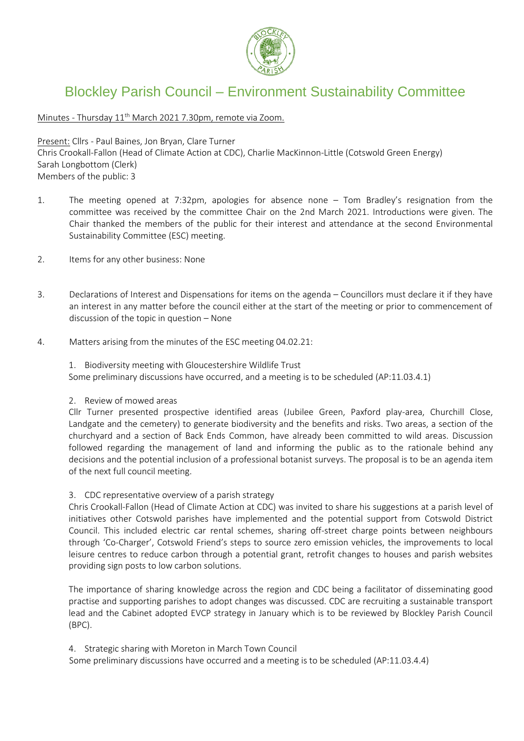# Blockley Parish Council – Environment Sustainability Committee

Minutes - Thursday 11th March 2021 7.30pm, remote via Zoom.

Present: Cllrs - Paul Baines, Jon Bryan, Clare Turner
Chris Crookall-Fallon (Head of Climate Action at CDC), Charlie MacKinnon-Little (Cotswold Green Energy)
Sarah Longbottom (Clerk)
Members of the public: 3

1. The meeting opened at 7:32pm, apologies for absence none – Tom Bradley's resignation from the committee was received by the committee Chair on the 2nd March 2021. Introductions were given. The Chair thanked the members of the public for their interest and attendance at the second Environmental Sustainability Committee (ESC) meeting.

2. Items for any other business: None

3. Declarations of Interest and Dispensations for items on the agenda – Councillors must declare it if they have an interest in any matter before the council either at the start of the meeting or prior to commencement of discussion of the topic in question – None

4. Matters arising from the minutes of the ESC meeting 04.02.21:

   1. Biodiversity meeting with Gloucestershire Wildlife Trust
   Some preliminary discussions have occurred, and a meeting is to be scheduled (AP:11.03.4.1)

   2. Review of mowed areas
   Cllr Turner presented prospective identified areas (Jubilee Green, Paxford play-area, Churchill Close, Landgate and the cemetery) to generate biodiversity and the benefits and risks. Two areas, a section of the churchyard and a section of Back Ends Common, have already been committed to wild areas. Discussion followed regarding the management of land and informing the public as to the rationale behind any decisions and the potential inclusion of a professional botanist surveys. The proposal is to be an agenda item of the next full council meeting.

   3. CDC representative overview of a parish strategy
   Chris Crookall-Fallon (Head of Climate Action at CDC) was invited to share his suggestions at a parish level of initiatives other Cotswold parishes have implemented and the potential support from Cotswold District Council. This included electric car rental schemes, sharing off-street charge points between neighbours through 'Co-Charger', Cotswold Friend's steps to source zero emission vehicles, the improvements to local leisure centres to reduce carbon through a potential grant, retrofit changes to houses and parish websites providing sign posts to low carbon solutions.

   The importance of sharing knowledge across the region and CDC being a facilitator of disseminating good practise and supporting parishes to adopt changes was discussed. CDC are recruiting a sustainable transport lead and the Cabinet adopted EVCP strategy in January which is to be reviewed by Blockley Parish Council (BPC).

   4. Strategic sharing with Moreton in March Town Council
   Some preliminary discussions have occurred and a meeting is to be scheduled (AP:11.03.4.4)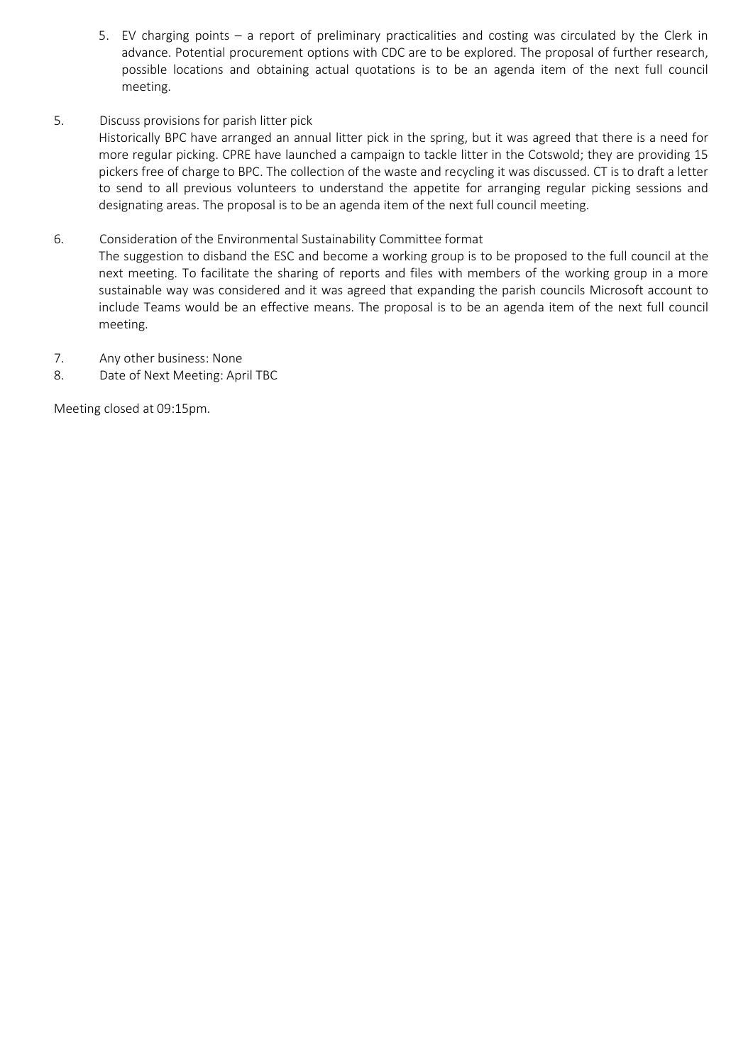5. EV charging points – a report of preliminary practicalities and costing was circulated by the Clerk in advance. Potential procurement options with CDC are to be explored. The proposal of further research, possible locations and obtaining actual quotations is to be an agenda item of the next full council meeting.

5. Discuss provisions for parish litter pick

   Historically BPC have arranged an annual litter pick in the spring, but it was agreed that there is a need for more regular picking. CPRE have launched a campaign to tackle litter in the Cotswold; they are providing 15 pickers free of charge to BPC. The collection of the waste and recycling it was discussed. CT is to draft a letter to send to all previous volunteers to understand the appetite for arranging regular picking sessions and designating areas. The proposal is to be an agenda item of the next full council meeting.

6. Consideration of the Environmental Sustainability Committee format

   The suggestion to disband the ESC and become a working group is to be proposed to the full council at the next meeting. To facilitate the sharing of reports and files with members of the working group in a more sustainable way was considered and it was agreed that expanding the parish councils Microsoft account to include Teams would be an effective means. The proposal is to be an agenda item of the next full council meeting.

7. Any other business: None
8. Date of Next Meeting: April TBC

Meeting closed at 09:15pm.